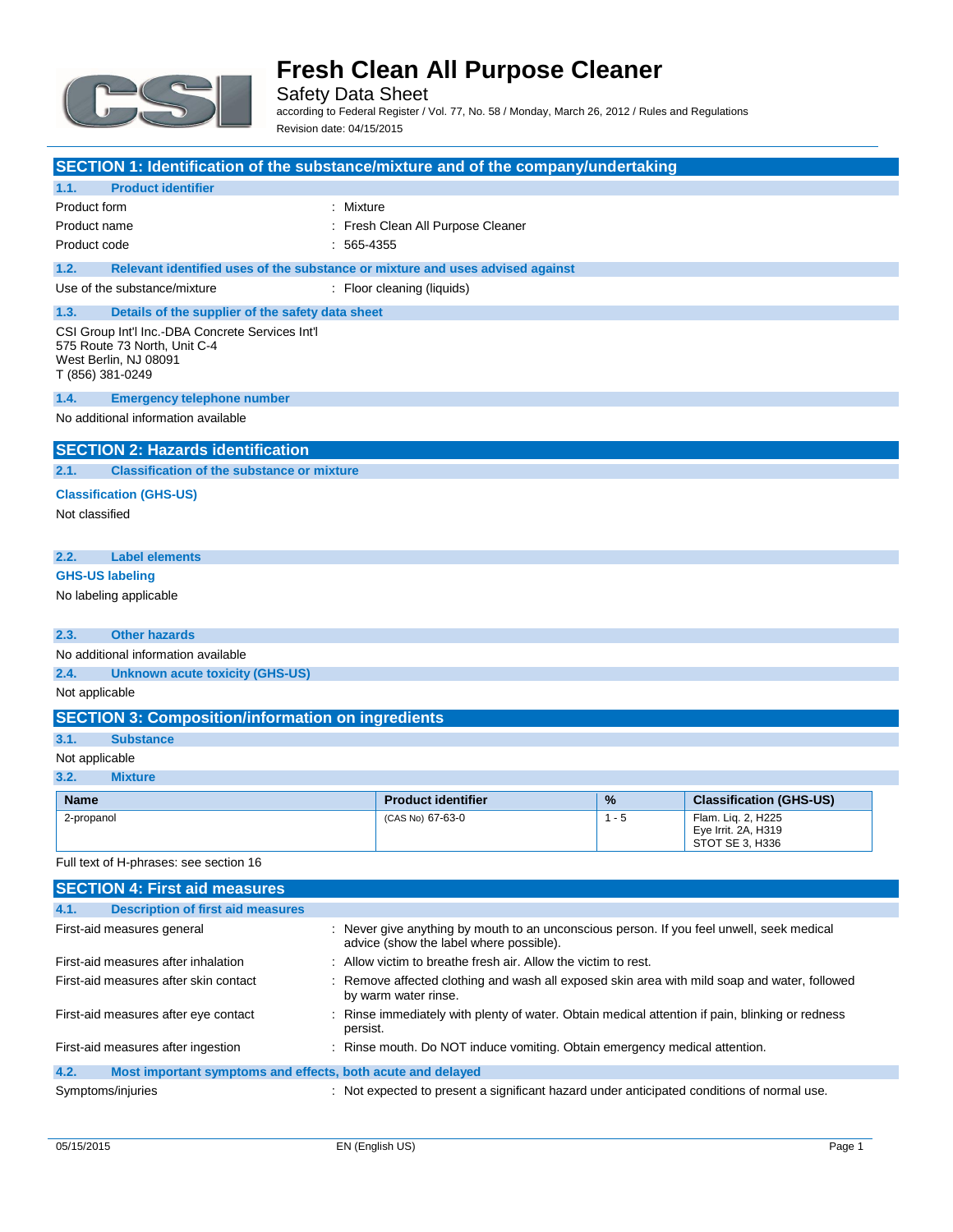# Fresh Clean All Purpose Cleaner

Safety Data Sheet

according to Federal Register / Vol. 77, No. 58 / Monday, March 26, 2012 / Rules and Regulations

Revision date: 04/15/2015

## SECTION 1: Identification of the substance/mixture and of the company/undertaking

### 1.1. Product identifier

Product form : Mixture

Product name : Fresh Clean All Purpose Cleaner

Product code : 565-4355

### 1.2. Relevant identified uses of the substance or mixture and uses advised against

Use of the substance/mixture : Floor cleaning (liquids)

### 1.3. Details of the supplier of the safety data sheet

CSI Group Int'l Inc.-DBA Concrete Services Int'l
575 Route 73 North, Unit C-4
West Berlin, NJ 08091
T (856) 381-0249

### 1.4. Emergency telephone number

No additional information available

## SECTION 2: Hazards identification

### 2.1. Classification of the substance or mixture

**Classification (GHS-US)**

Not classified

### 2.2. Label elements

**GHS-US labeling**

No labeling applicable

### 2.3. Other hazards

No additional information available

### 2.4. Unknown acute toxicity (GHS-US)

Not applicable

## SECTION 3: Composition/information on ingredients

### 3.1. Substance

Not applicable

### 3.2. Mixture

| Name | Product identifier | % | Classification (GHS-US) |
|---|---|---|---|
| 2-propanol | (CAS No) 67-63-0 | 1 - 5 | Flam. Liq. 2, H225<br>Eye Irrit. 2A, H319<br>STOT SE 3, H336 |

Full text of H-phrases: see section 16

## SECTION 4: First aid measures

### 4.1. Description of first aid measures

First-aid measures general : Never give anything by mouth to an unconscious person. If you feel unwell, seek medical advice (show the label where possible).

First-aid measures after inhalation : Allow victim to breathe fresh air. Allow the victim to rest.

First-aid measures after skin contact : Remove affected clothing and wash all exposed skin area with mild soap and water, followed by warm water rinse.

First-aid measures after eye contact : Rinse immediately with plenty of water. Obtain medical attention if pain, blinking or redness persist.

First-aid measures after ingestion : Rinse mouth. Do NOT induce vomiting. Obtain emergency medical attention.

### 4.2. Most important symptoms and effects, both acute and delayed

Symptoms/injuries : Not expected to present a significant hazard under anticipated conditions of normal use.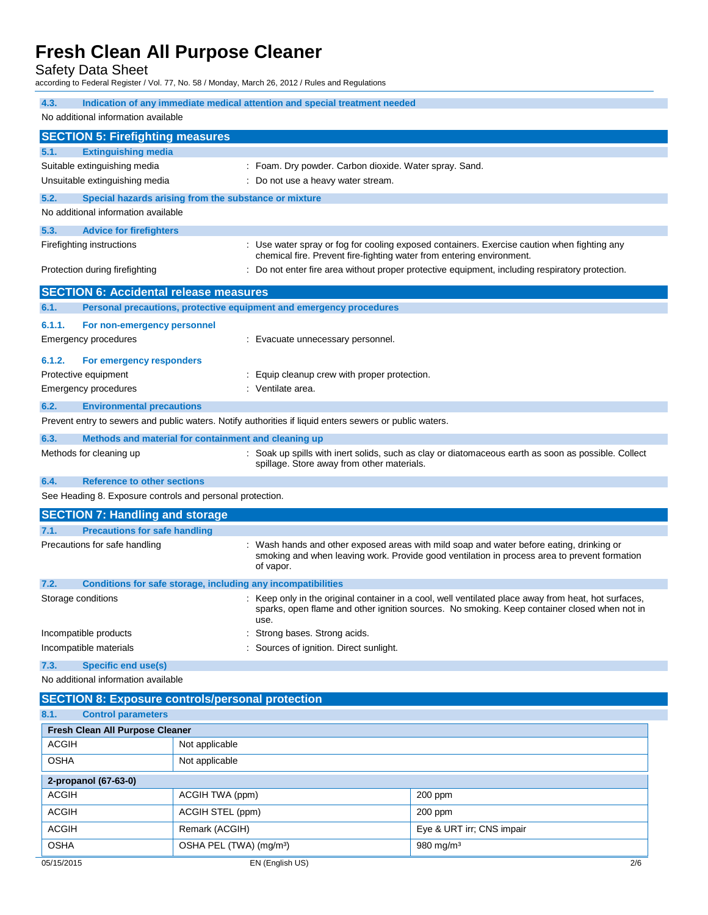### 4.3. Indication of any immediate medical attention and special treatment needed

No additional information available

## SECTION 5: Firefighting measures

### 5.1. Extinguishing media

Suitable extinguishing media : Foam. Dry powder. Carbon dioxide. Water spray. Sand.

Unsuitable extinguishing media : Do not use a heavy water stream.

### 5.2. Special hazards arising from the substance or mixture

No additional information available

### 5.3. Advice for firefighters

Firefighting instructions : Use water spray or fog for cooling exposed containers. Exercise caution when fighting any chemical fire. Prevent fire-fighting water from entering environment.

Protection during firefighting : Do not enter fire area without proper protective equipment, including respiratory protection.

## SECTION 6: Accidental release measures

### 6.1. Personal precautions, protective equipment and emergency procedures

#### 6.1.1. For non-emergency personnel

Emergency procedures : Evacuate unnecessary personnel.

#### 6.1.2. For emergency responders

Protective equipment : Equip cleanup crew with proper protection.

Emergency procedures : Ventilate area.

### 6.2. Environmental precautions

Prevent entry to sewers and public waters. Notify authorities if liquid enters sewers or public waters.

### 6.3. Methods and material for containment and cleaning up

Methods for cleaning up : Soak up spills with inert solids, such as clay or diatomaceous earth as soon as possible. Collect spillage. Store away from other materials.

### 6.4. Reference to other sections

See Heading 8. Exposure controls and personal protection.

## SECTION 7: Handling and storage

### 7.1. Precautions for safe handling

Precautions for safe handling : Wash hands and other exposed areas with mild soap and water before eating, drinking or smoking and when leaving work. Provide good ventilation in process area to prevent formation of vapor.

### 7.2. Conditions for safe storage, including any incompatibilities

Storage conditions : Keep only in the original container in a cool, well ventilated place away from heat, hot surfaces, sparks, open flame and other ignition sources. No smoking. Keep container closed when not in use.

Incompatible products : Strong bases. Strong acids.

Incompatible materials : Sources of ignition. Direct sunlight.

### 7.3. Specific end use(s)

No additional information available

## SECTION 8: Exposure controls/personal protection

### 8.1. Control parameters

| Fresh Clean All Purpose Cleaner | | |
|---|---|---|
| ACGIH | Not applicable | |
| OSHA | Not applicable | |

| 2-propanol (67-63-0) | | |
|---|---|---|
| ACGIH | ACGIH TWA (ppm) | 200 ppm |
| ACGIH | ACGIH STEL (ppm) | 200 ppm |
| ACGIH | Remark (ACGIH) | Eye & URT irr; CNS impair |
| OSHA | OSHA PEL (TWA) (mg/m³) | 980 mg/m³ |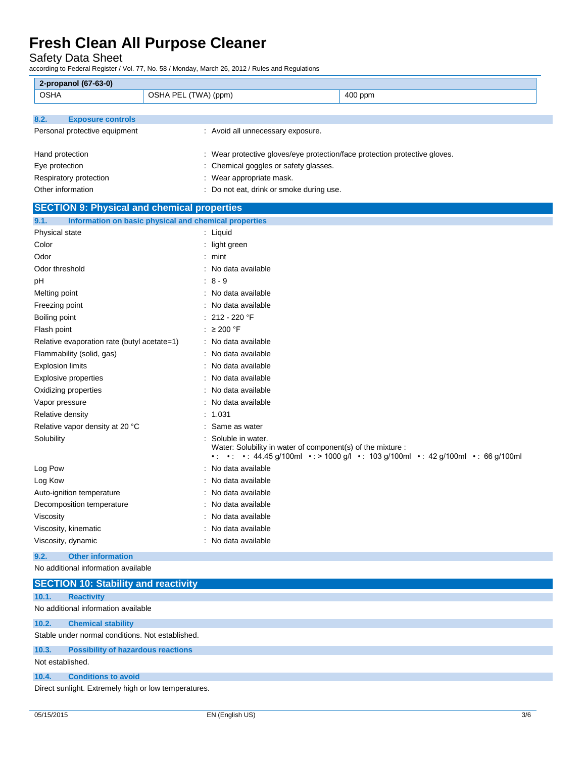| 2-propanol (67-63-0) | | |
|---|---|---|
| OSHA | OSHA PEL (TWA) (ppm) | 400 ppm |

### 8.2. Exposure controls

Personal protective equipment : Avoid all unnecessary exposure.

Hand protection : Wear protective gloves/eye protection/face protection protective gloves.

Eye protection : Chemical goggles or safety glasses.

Respiratory protection : Wear appropriate mask.

Other information : Do not eat, drink or smoke during use.

## SECTION 9: Physical and chemical properties

### 9.1. Information on basic physical and chemical properties

Physical state : Liquid

Color : light green

Odor : mint

Odor threshold : No data available

pH : 8 - 9

Melting point : No data available

Freezing point : No data available

Boiling point : 212 - 220 °F

Flash point : ≥ 200 °F

Relative evaporation rate (butyl acetate=1) : No data available

Flammability (solid, gas) : No data available

Explosion limits : No data available

Explosive properties : No data available

Oxidizing properties : No data available

Vapor pressure : No data available

Relative density : 1.031

Relative vapor density at 20 °C : Same as water

Solubility : Soluble in water.
Water: Solubility in water of component(s) of the mixture :
• : • : • : 44.45 g/100ml • : > 1000 g/l • : 103 g/100ml • : 42 g/100ml • : 66 g/100ml

Log Pow : No data available

Log Kow : No data available

Auto-ignition temperature : No data available

Decomposition temperature : No data available

Viscosity : No data available

Viscosity, kinematic : No data available

Viscosity, dynamic : No data available

### 9.2. Other information

No additional information available

## SECTION 10: Stability and reactivity

### 10.1. Reactivity

No additional information available

### 10.2. Chemical stability

Stable under normal conditions. Not established.

### 10.3. Possibility of hazardous reactions

Not established.

### 10.4. Conditions to avoid

Direct sunlight. Extremely high or low temperatures.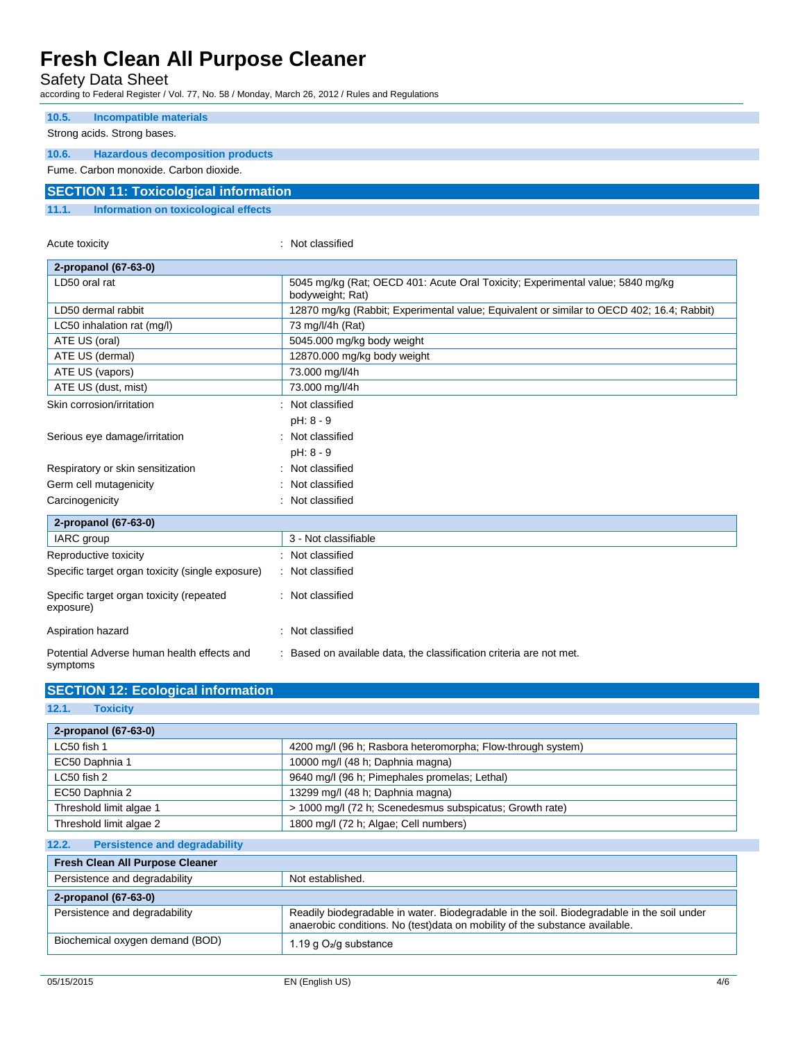### 10.5. Incompatible materials

Strong acids. Strong bases.

### 10.6. Hazardous decomposition products

Fume. Carbon monoxide. Carbon dioxide.

## SECTION 11: Toxicological information

### 11.1. Information on toxicological effects

Acute toxicity : Not classified

| 2-propanol (67-63-0) | |
|---|---|
| LD50 oral rat | 5045 mg/kg (Rat; OECD 401: Acute Oral Toxicity; Experimental value; 5840 mg/kg bodyweight; Rat) |
| LD50 dermal rabbit | 12870 mg/kg (Rabbit; Experimental value; Equivalent or similar to OECD 402; 16.4; Rabbit) |
| LC50 inhalation rat (mg/l) | 73 mg/l/4h (Rat) |
| ATE US (oral) | 5045.000 mg/kg body weight |
| ATE US (dermal) | 12870.000 mg/kg body weight |
| ATE US (vapors) | 73.000 mg/l/4h |
| ATE US (dust, mist) | 73.000 mg/l/4h |

Skin corrosion/irritation : Not classified

pH: 8 - 9

Serious eye damage/irritation : Not classified

pH: 8 - 9

Respiratory or skin sensitization : Not classified

Germ cell mutagenicity : Not classified

Carcinogenicity : Not classified

| 2-propanol (67-63-0) | |
|---|---|
| IARC group | 3 - Not classifiable |

Reproductive toxicity : Not classified

Specific target organ toxicity (single exposure) : Not classified

Specific target organ toxicity (repeated exposure) : Not classified

Aspiration hazard : Not classified

Potential Adverse human health effects and symptoms : Based on available data, the classification criteria are not met.

## SECTION 12: Ecological information

### 12.1. Toxicity

| 2-propanol (67-63-0) | |
|---|---|
| LC50 fish 1 | 4200 mg/l (96 h; Rasbora heteromorpha; Flow-through system) |
| EC50 Daphnia 1 | 10000 mg/l (48 h; Daphnia magna) |
| LC50 fish 2 | 9640 mg/l (96 h; Pimephales promelas; Lethal) |
| EC50 Daphnia 2 | 13299 mg/l (48 h; Daphnia magna) |
| Threshold limit algae 1 | > 1000 mg/l (72 h; Scenedesmus subspicatus; Growth rate) |
| Threshold limit algae 2 | 1800 mg/l (72 h; Algae; Cell numbers) |

### 12.2. Persistence and degradability

| Fresh Clean All Purpose Cleaner | |
|---|---|
| Persistence and degradability | Not established. |
| **2-propanol (67-63-0)** | |
| Persistence and degradability | Readily biodegradable in water. Biodegradable in the soil. Biodegradable in the soil under anaerobic conditions. No (test)data on mobility of the substance available. |
| Biochemical oxygen demand (BOD) | 1.19 g $O_2$/g substance |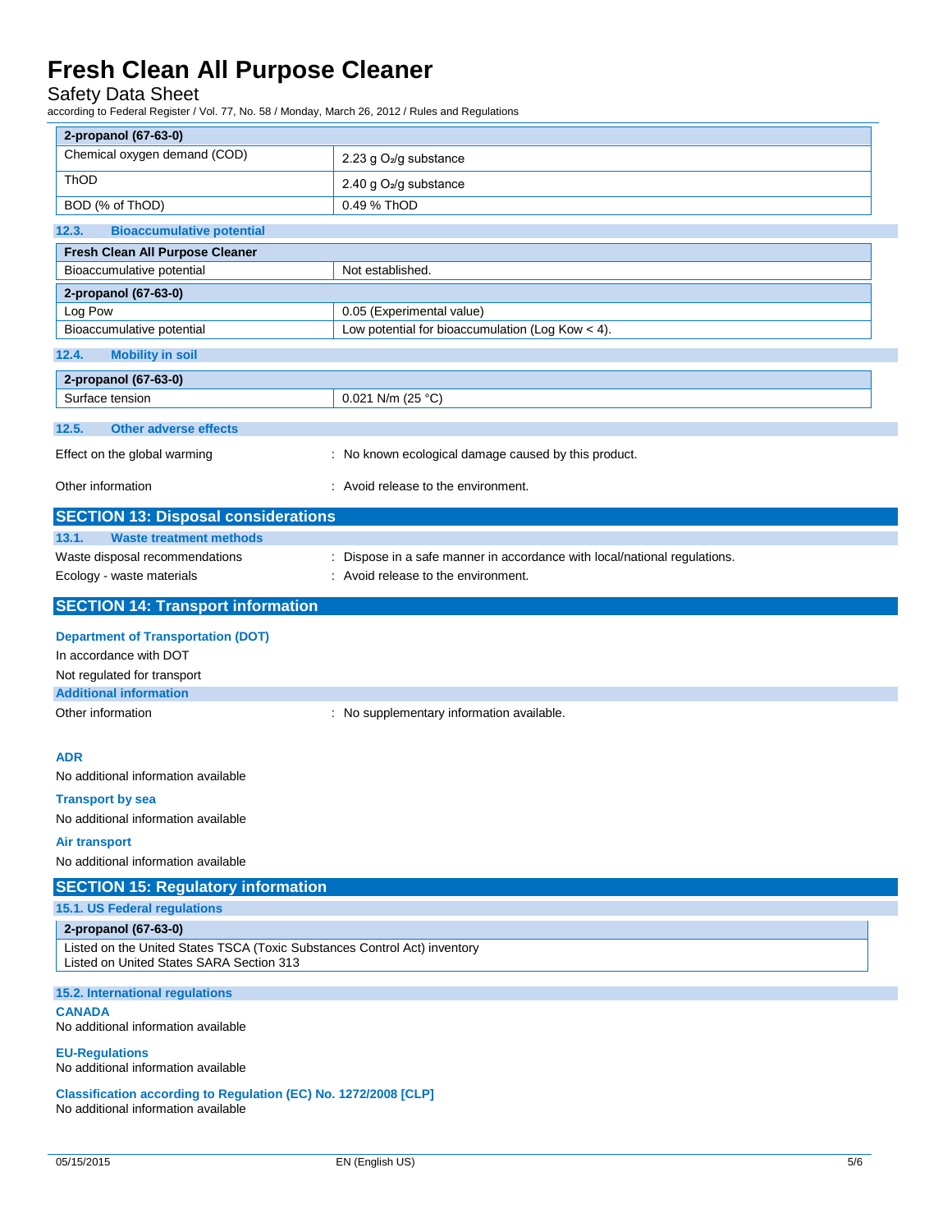| 2-propanol (67-63-0) | |
|---|---|
| Chemical oxygen demand (COD) | 2.23 g $O_2$/g substance |
| ThOD | 2.40 g $O_2$/g substance |
| BOD (% of ThOD) | 0.49 % ThOD |

### 12.3. Bioaccumulative potential

| Fresh Clean All Purpose Cleaner | |
|---|---|
| Bioaccumulative potential | Not established. |
| **2-propanol (67-63-0)** | |
| Log Pow | 0.05 (Experimental value) |
| Bioaccumulative potential | Low potential for bioaccumulation (Log Kow < 4). |

### 12.4. Mobility in soil

| 2-propanol (67-63-0) | |
|---|---|
| Surface tension | 0.021 N/m (25 °C) |

### 12.5. Other adverse effects

Effect on the global warming : No known ecological damage caused by this product.

Other information : Avoid release to the environment.

## SECTION 13: Disposal considerations

### 13.1. Waste treatment methods

Waste disposal recommendations : Dispose in a safe manner in accordance with local/national regulations.

Ecology - waste materials : Avoid release to the environment.

## SECTION 14: Transport information

**Department of Transportation (DOT)**

In accordance with DOT

Not regulated for transport

**Additional information**

Other information : No supplementary information available.

**ADR**

No additional information available

**Transport by sea**

No additional information available

**Air transport**

No additional information available

## SECTION 15: Regulatory information

### 15.1. US Federal regulations

| 2-propanol (67-63-0) |
|---|
| Listed on the United States TSCA (Toxic Substances Control Act) inventory<br>Listed on United States SARA Section 313 |

### 15.2. International regulations

**CANADA**

No additional information available

**EU-Regulations**

No additional information available

**Classification according to Regulation (EC) No. 1272/2008 [CLP]**

No additional information available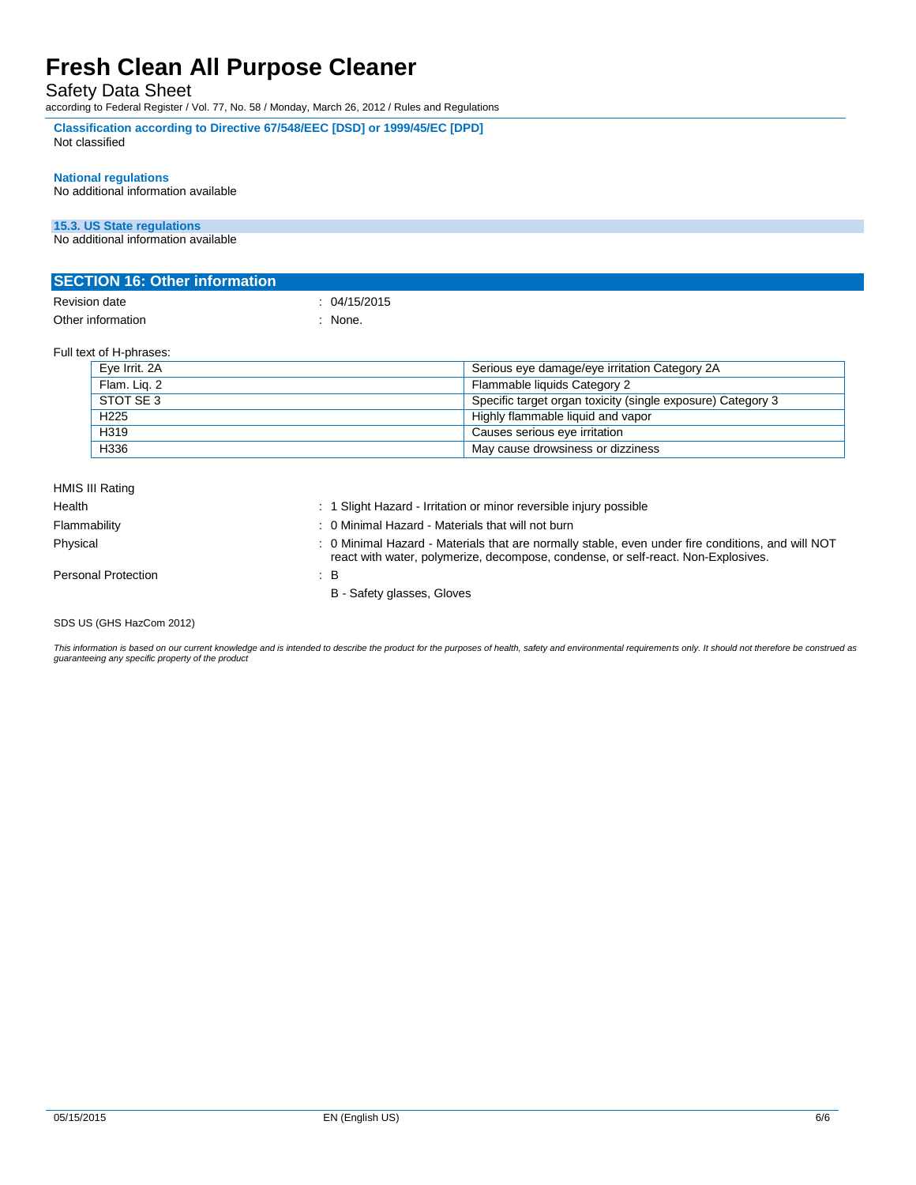**Classification according to Directive 67/548/EEC [DSD] or 1999/45/EC [DPD]**

Not classified

**National regulations**

No additional information available

### 15.3. US State regulations

No additional information available

## SECTION 16: Other information

Revision date : 04/15/2015

Other information : None.

Full text of H-phrases:

| | |
|---|---|
| Eye Irrit. 2A | Serious eye damage/eye irritation Category 2A |
| Flam. Liq. 2 | Flammable liquids Category 2 |
| STOT SE 3 | Specific target organ toxicity (single exposure) Category 3 |
| H225 | Highly flammable liquid and vapor |
| H319 | Causes serious eye irritation |
| H336 | May cause drowsiness or dizziness |

HMIS III Rating

Health : 1 Slight Hazard - Irritation or minor reversible injury possible

Flammability : 0 Minimal Hazard - Materials that will not burn

Physical : 0 Minimal Hazard - Materials that are normally stable, even under fire conditions, and will NOT react with water, polymerize, decompose, condense, or self-react. Non-Explosives.

Personal Protection : B

B - Safety glasses, Gloves

SDS US (GHS HazCom 2012)

*This information is based on our current knowledge and is intended to describe the product for the purposes of health, safety and environmental requirements only. It should not therefore be construed as guaranteeing any specific property of the product*